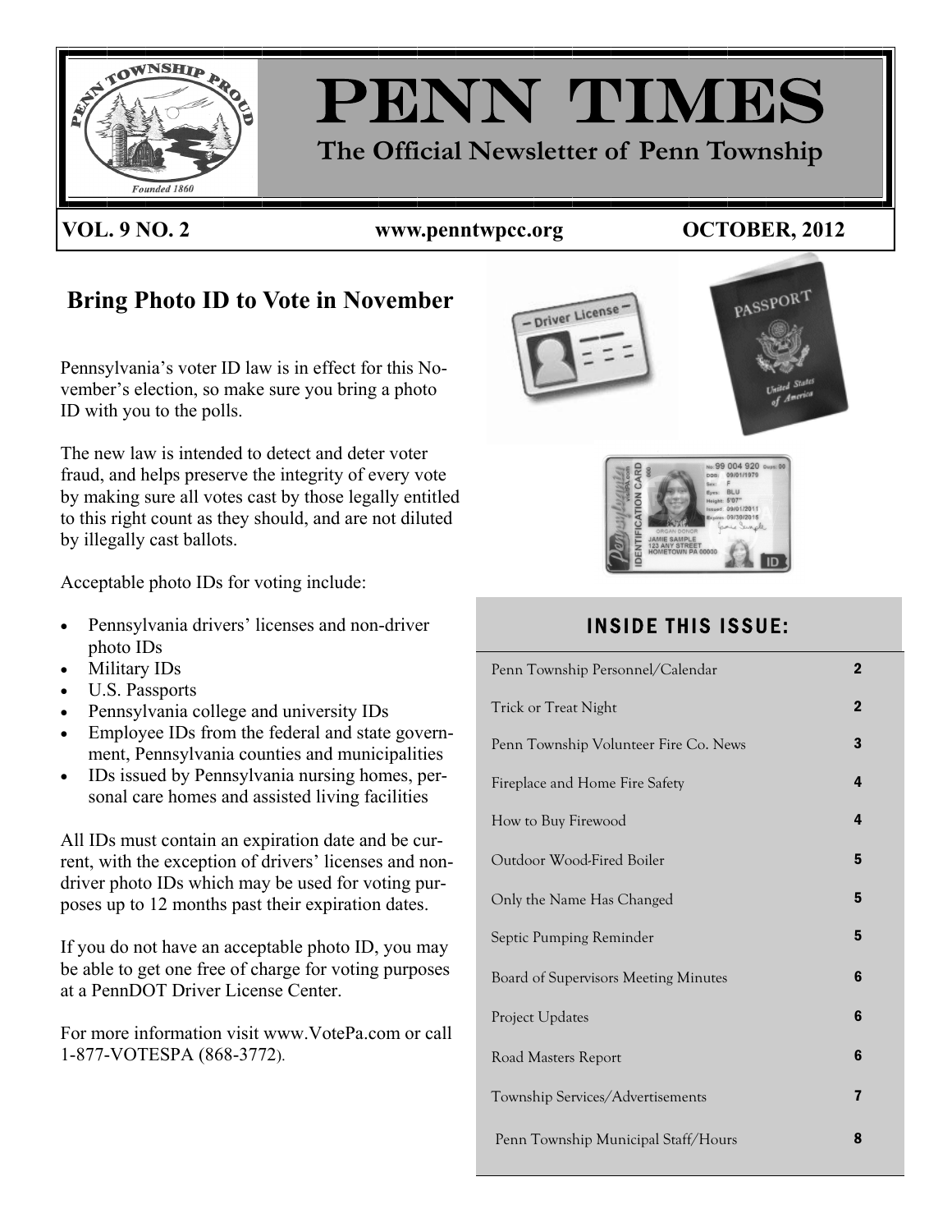# PENN TIMES

**The Official Newsletter of Penn Township**

**VOL. 9 NO. 2** | **www.penntwpcc.org** | **OCTOBER, 2012**

## Bring Photo ID to Vote in November

Pennsylvania's voter ID law is in effect for this November's election, so make sure you bring a photo ID with you to the polls.

The new law is intended to detect and deter voter fraud, and helps preserve the integrity of every vote by making sure all votes cast by those legally entitled to this right count as they should, and are not diluted by illegally cast ballots.

Acceptable photo IDs for voting include:

- Pennsylvania drivers' licenses and non-driver photo IDs
- Military IDs
- U.S. Passports
- Pennsylvania college and university IDs
- Employee IDs from the federal and state government, Pennsylvania counties and municipalities
- IDs issued by Pennsylvania nursing homes, personal care homes and assisted living facilities

All IDs must contain an expiration date and be current, with the exception of drivers' licenses and non-driver photo IDs which may be used for voting purposes up to 12 months past their expiration dates.

If you do not have an acceptable photo ID, you may be able to get one free of charge for voting purposes at a PennDOT Driver License Center.

For more information visit www.VotePa.com or call 1-877-VOTESPA (868-3772).

### INSIDE THIS ISSUE:

| | |
|---|---|
| Penn Township Personnel/Calendar | 2 |
| Trick or Treat Night | 2 |
| Penn Township Volunteer Fire Co. News | 3 |
| Fireplace and Home Fire Safety | 4 |
| How to Buy Firewood | 4 |
| Outdoor Wood-Fired Boiler | 5 |
| Only the Name Has Changed | 5 |
| Septic Pumping Reminder | 5 |
| Board of Supervisors Meeting Minutes | 6 |
| Project Updates | 6 |
| Road Masters Report | 6 |
| Township Services/Advertisements | 7 |
| Penn Township Municipal Staff/Hours | 8 |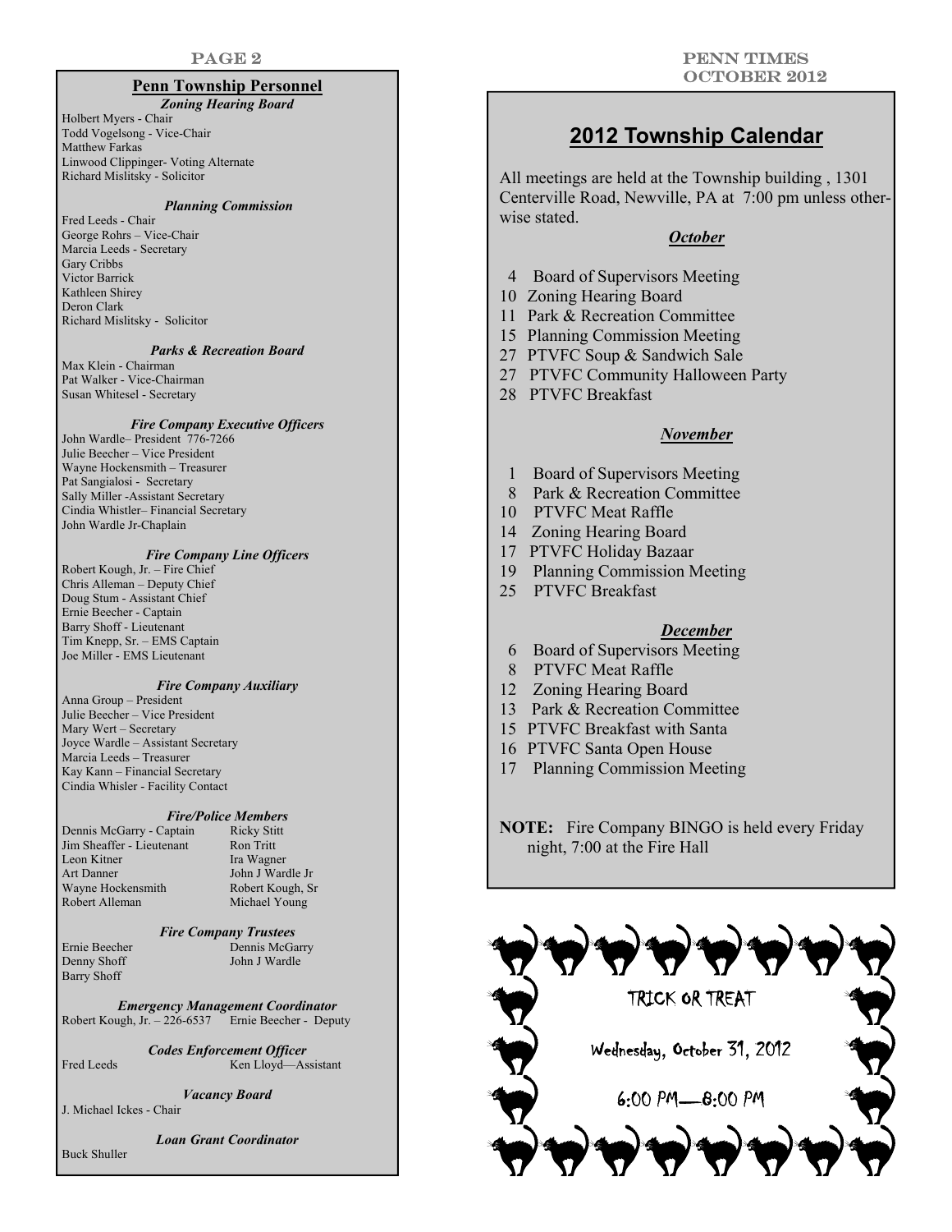## Penn Township Personnel

***Zoning Hearing Board***

Holbert Myers - Chair
Todd Vogelsong - Vice-Chair
Matthew Farkas
Linwood Clippinger- Voting Alternate
Richard Mislitsky - Solicitor

***Planning Commission***

Fred Leeds - Chair
George Rohrs – Vice-Chair
Marcia Leeds - Secretary
Gary Cribbs
Victor Barrick
Kathleen Shirey
Deron Clark
Richard Mislitsky - Solicitor

***Parks & Recreation Board***

Max Klein - Chairman
Pat Walker - Vice-Chairman
Susan Whitesel - Secretary

***Fire Company Executive Officers***

John Wardle– President 776-7266
Julie Beecher – Vice President
Wayne Hockensmith – Treasurer
Pat Sangialosi - Secretary
Sally Miller -Assistant Secretary
Cindia Whistler– Financial Secretary
John Wardle Jr-Chaplain

***Fire Company Line Officers***

Robert Kough, Jr. – Fire Chief
Chris Alleman – Deputy Chief
Doug Stum - Assistant Chief
Ernie Beecher - Captain
Barry Shoff - Lieutenant
Tim Knepp, Sr. – EMS Captain
Joe Miller - EMS Lieutenant

***Fire Company Auxiliary***

Anna Group – President
Julie Beecher – Vice President
Mary Wert – Secretary
Joyce Wardle – Assistant Secretary
Marcia Leeds – Treasurer
Kay Kann – Financial Secretary
Cindia Whisler - Facility Contact

***Fire/Police Members***

Dennis McGarry - Captain
Jim Sheaffer - Lieutenant
Leon Kitner
Art Danner
Wayne Hockensmith
Robert Alleman
Ricky Stitt
Ron Tritt
Ira Wagner
John J Wardle Jr
Robert Kough, Sr
Michael Young

***Fire Company Trustees***

Ernie Beecher
Denny Shoff
Barry Shoff
Dennis McGarry
John J Wardle

***Emergency Management Coordinator***

Robert Kough, Jr. – 226-6537 Ernie Beecher - Deputy

***Codes Enforcement Officer***

Fred Leeds
Ken Lloyd—Assistant

***Vacancy Board***

J. Michael Ickes - Chair

***Loan Grant Coordinator***

Buck Shuller

## 2012 Township Calendar

All meetings are held at the Township building , 1301 Centerville Road, Newville, PA at 7:00 pm unless otherwise stated.

***October***

4 Board of Supervisors Meeting
10 Zoning Hearing Board
11 Park & Recreation Committee
15 Planning Commission Meeting
27 PTVFC Soup & Sandwich Sale
27 PTVFC Community Halloween Party
28 PTVFC Breakfast

***November***

1 Board of Supervisors Meeting
8 Park & Recreation Committee
10 PTVFC Meat Raffle
14 Zoning Hearing Board
17 PTVFC Holiday Bazaar
19 Planning Commission Meeting
25 PTVFC Breakfast

***December***

6 Board of Supervisors Meeting
8 PTVFC Meat Raffle
12 Zoning Hearing Board
13 Park & Recreation Committee
15 PTVFC Breakfast with Santa
16 PTVFC Santa Open House
17 Planning Commission Meeting

**NOTE:** Fire Company BINGO is held every Friday night, 7:00 at the Fire Hall

TRICK OR TREAT

Wednesday, October 31, 2012

6:00 PM—8:00 PM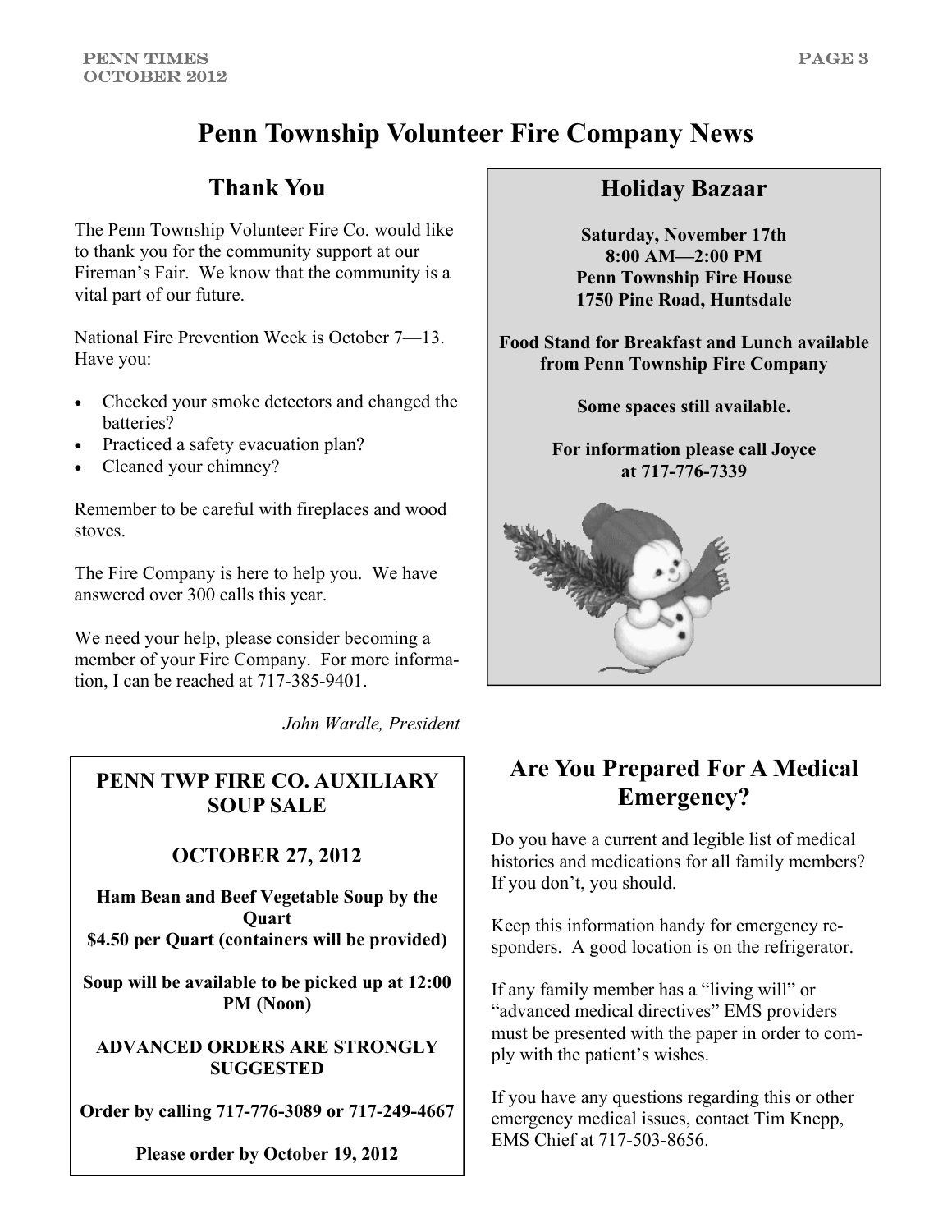# Penn Township Volunteer Fire Company News

## Thank You

The Penn Township Volunteer Fire Co. would like to thank you for the community support at our Fireman's Fair. We know that the community is a vital part of our future.

National Fire Prevention Week is October 7—13. Have you:

- Checked your smoke detectors and changed the batteries?
- Practiced a safety evacuation plan?
- Cleaned your chimney?

Remember to be careful with fireplaces and wood stoves.

The Fire Company is here to help you. We have answered over 300 calls this year.

We need your help, please consider becoming a member of your Fire Company. For more information, I can be reached at 717-385-9401.

*John Wardle, President*

## Holiday Bazaar

**Saturday, November 17th**
**8:00 AM—2:00 PM**
**Penn Township Fire House**
**1750 Pine Road, Huntsdale**

**Food Stand for Breakfast and Lunch available from Penn Township Fire Company**

**Some spaces still available.**

**For information please call Joyce at 717-776-7339**

## PENN TWP FIRE CO. AUXILIARY SOUP SALE

## OCTOBER 27, 2012

**Ham Bean and Beef Vegetable Soup by the Quart**
**$4.50 per Quart (containers will be provided)**

**Soup will be available to be picked up at 12:00 PM (Noon)**

**ADVANCED ORDERS ARE STRONGLY SUGGESTED**

**Order by calling 717-776-3089 or 717-249-4667**

**Please order by October 19, 2012**

## Are You Prepared For A Medical Emergency?

Do you have a current and legible list of medical histories and medications for all family members? If you don't, you should.

Keep this information handy for emergency responders. A good location is on the refrigerator.

If any family member has a "living will" or "advanced medical directives" EMS providers must be presented with the paper in order to comply with the patient's wishes.

If you have any questions regarding this or other emergency medical issues, contact Tim Knepp, EMS Chief at 717-503-8656.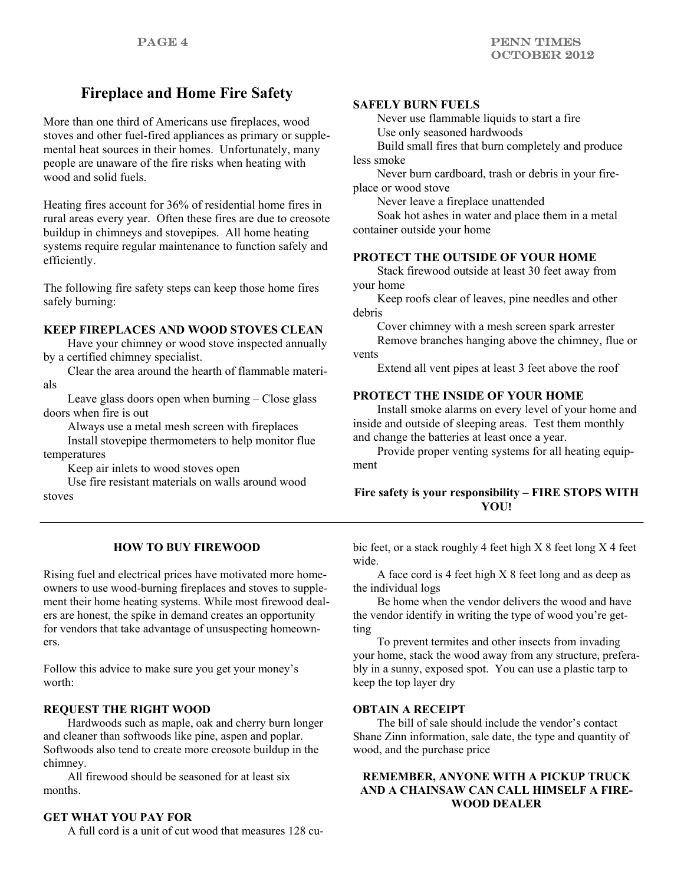# Fireplace and Home Fire Safety

More than one third of Americans use fireplaces, wood stoves and other fuel-fired appliances as primary or supplemental heat sources in their homes. Unfortunately, many people are unaware of the fire risks when heating with wood and solid fuels.

Heating fires account for 36% of residential home fires in rural areas every year. Often these fires are due to creosote buildup in chimneys and stovepipes. All home heating systems require regular maintenance to function safely and efficiently.

The following fire safety steps can keep those home fires safely burning:

### KEEP FIREPLACES AND WOOD STOVES CLEAN

Have your chimney or wood stove inspected annually by a certified chimney specialist.

Clear the area around the hearth of flammable materials

Leave glass doors open when burning – Close glass doors when fire is out

Always use a metal mesh screen with fireplaces

Install stovepipe thermometers to help monitor flue temperatures

Keep air inlets to wood stoves open

Use fire resistant materials on walls around wood stoves

### SAFELY BURN FUELS

Never use flammable liquids to start a fire

Use only seasoned hardwoods

Build small fires that burn completely and produce less smoke

Never burn cardboard, trash or debris in your fireplace or wood stove

Never leave a fireplace unattended

Soak hot ashes in water and place them in a metal container outside your home

### PROTECT THE OUTSIDE OF YOUR HOME

Stack firewood outside at least 30 feet away from your home

Keep roofs clear of leaves, pine needles and other debris

Cover chimney with a mesh screen spark arrester

Remove branches hanging above the chimney, flue or vents

Extend all vent pipes at least 3 feet above the roof

### PROTECT THE INSIDE OF YOUR HOME

Install smoke alarms on every level of your home and inside and outside of sleeping areas. Test them monthly and change the batteries at least once a year.

Provide proper venting systems for all heating equipment

**Fire safety is your responsibility – FIRE STOPS WITH YOU!**

---

## HOW TO BUY FIREWOOD

Rising fuel and electrical prices have motivated more homeowners to use wood-burning fireplaces and stoves to supplement their home heating systems. While most firewood dealers are honest, the spike in demand creates an opportunity for vendors that take advantage of unsuspecting homeowners.

Follow this advice to make sure you get your money's worth:

### REQUEST THE RIGHT WOOD

Hardwoods such as maple, oak and cherry burn longer and cleaner than softwoods like pine, aspen and poplar. Softwoods also tend to create more creosote buildup in the chimney.

All firewood should be seasoned for at least six months.

### GET WHAT YOU PAY FOR

A full cord is a unit of cut wood that measures 128 cubic feet, or a stack roughly 4 feet high X 8 feet long X 4 feet wide.

A face cord is 4 feet high X 8 feet long and as deep as the individual logs

Be home when the vendor delivers the wood and have the vendor identify in writing the type of wood you're getting

To prevent termites and other insects from invading your home, stack the wood away from any structure, preferably in a sunny, exposed spot. You can use a plastic tarp to keep the top layer dry

### OBTAIN A RECEIPT

The bill of sale should include the vendor's contact Shane Zinn information, sale date, the type and quantity of wood, and the purchase price

**REMEMBER, ANYONE WITH A PICKUP TRUCK AND A CHAINSAW CAN CALL HIMSELF A FIREWOOD DEALER**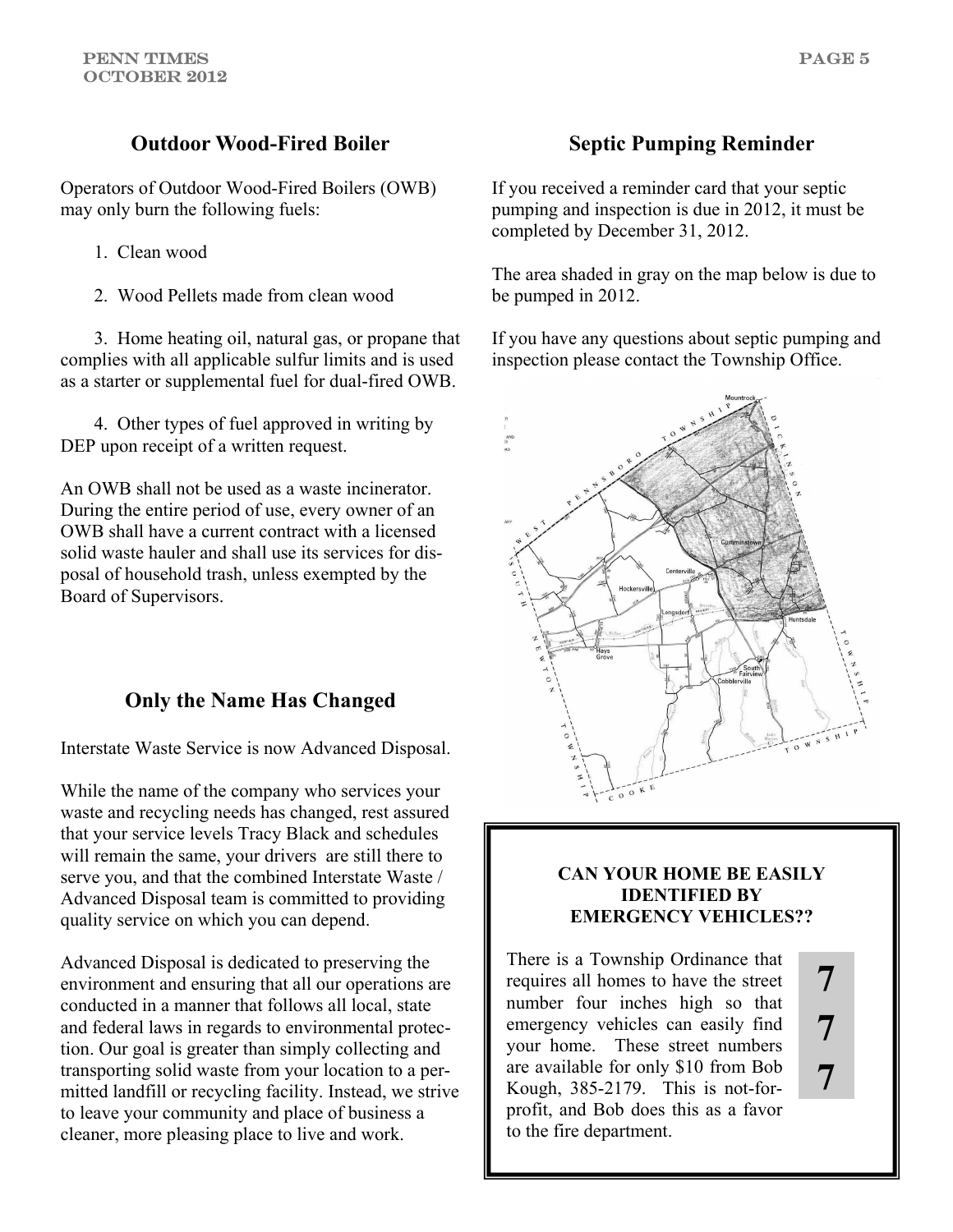## Outdoor Wood-Fired Boiler

Operators of Outdoor Wood-Fired Boilers (OWB) may only burn the following fuels:

1. Clean wood

2. Wood Pellets made from clean wood

3. Home heating oil, natural gas, or propane that complies with all applicable sulfur limits and is used as a starter or supplemental fuel for dual-fired OWB.

4. Other types of fuel approved in writing by DEP upon receipt of a written request.

An OWB shall not be used as a waste incinerator. During the entire period of use, every owner of an OWB shall have a current contract with a licensed solid waste hauler and shall use its services for disposal of household trash, unless exempted by the Board of Supervisors.

## Only the Name Has Changed

Interstate Waste Service is now Advanced Disposal.

While the name of the company who services your waste and recycling needs has changed, rest assured that your service levels Tracy Black and schedules will remain the same, your drivers are still there to serve you, and that the combined Interstate Waste / Advanced Disposal team is committed to providing quality service on which you can depend.

Advanced Disposal is dedicated to preserving the environment and ensuring that all our operations are conducted in a manner that follows all local, state and federal laws in regards to environmental protection. Our goal is greater than simply collecting and transporting solid waste from your location to a permitted landfill or recycling facility. Instead, we strive to leave your community and place of business a cleaner, more pleasing place to live and work.

## Septic Pumping Reminder

If you received a reminder card that your septic pumping and inspection is due in 2012, it must be completed by December 31, 2012.

The area shaded in gray on the map below is due to be pumped in 2012.

If you have any questions about septic pumping and inspection please contact the Township Office.

**CAN YOUR HOME BE EASILY IDENTIFIED BY EMERGENCY VEHICLES??**

There is a Township Ordinance that requires all homes to have the street number four inches high so that emergency vehicles can easily find your home. These street numbers are available for only $10 from Bob Kough, 385-2179. This is not-for-profit, and Bob does this as a favor to the fire department.

**7**
**7**
**7**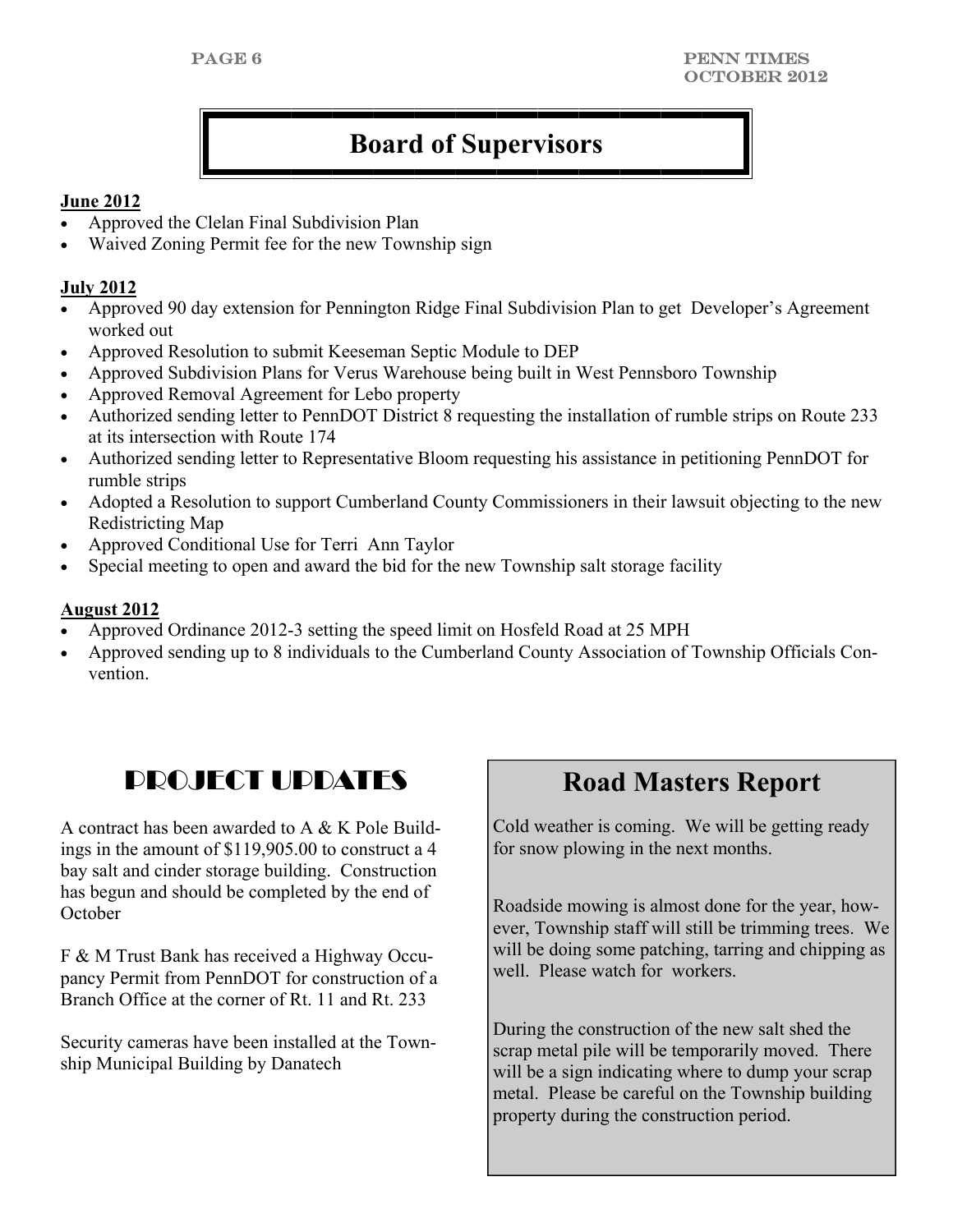# Board of Supervisors

**June 2012**

- Approved the Clelan Final Subdivision Plan
- Waived Zoning Permit fee for the new Township sign

**July 2012**

- Approved 90 day extension for Pennington Ridge Final Subdivision Plan to get Developer's Agreement worked out
- Approved Resolution to submit Keeseman Septic Module to DEP
- Approved Subdivision Plans for Verus Warehouse being built in West Pennsboro Township
- Approved Removal Agreement for Lebo property
- Authorized sending letter to PennDOT District 8 requesting the installation of rumble strips on Route 233 at its intersection with Route 174
- Authorized sending letter to Representative Bloom requesting his assistance in petitioning PennDOT for rumble strips
- Adopted a Resolution to support Cumberland County Commissioners in their lawsuit objecting to the new Redistricting Map
- Approved Conditional Use for Terri Ann Taylor
- Special meeting to open and award the bid for the new Township salt storage facility

**August 2012**

- Approved Ordinance 2012-3 setting the speed limit on Hosfeld Road at 25 MPH
- Approved sending up to 8 individuals to the Cumberland County Association of Township Officials Convention.

## PROJECT UPDATES

A contract has been awarded to A & K Pole Buildings in the amount of $119,905.00 to construct a 4 bay salt and cinder storage building. Construction has begun and should be completed by the end of October

F & M Trust Bank has received a Highway Occupancy Permit from PennDOT for construction of a Branch Office at the corner of Rt. 11 and Rt. 233

Security cameras have been installed at the Township Municipal Building by Danatech

## Road Masters Report

Cold weather is coming. We will be getting ready for snow plowing in the next months.

Roadside mowing is almost done for the year, however, Township staff will still be trimming trees. We will be doing some patching, tarring and chipping as well. Please watch for workers.

During the construction of the new salt shed the scrap metal pile will be temporarily moved. There will be a sign indicating where to dump your scrap metal. Please be careful on the Township building property during the construction period.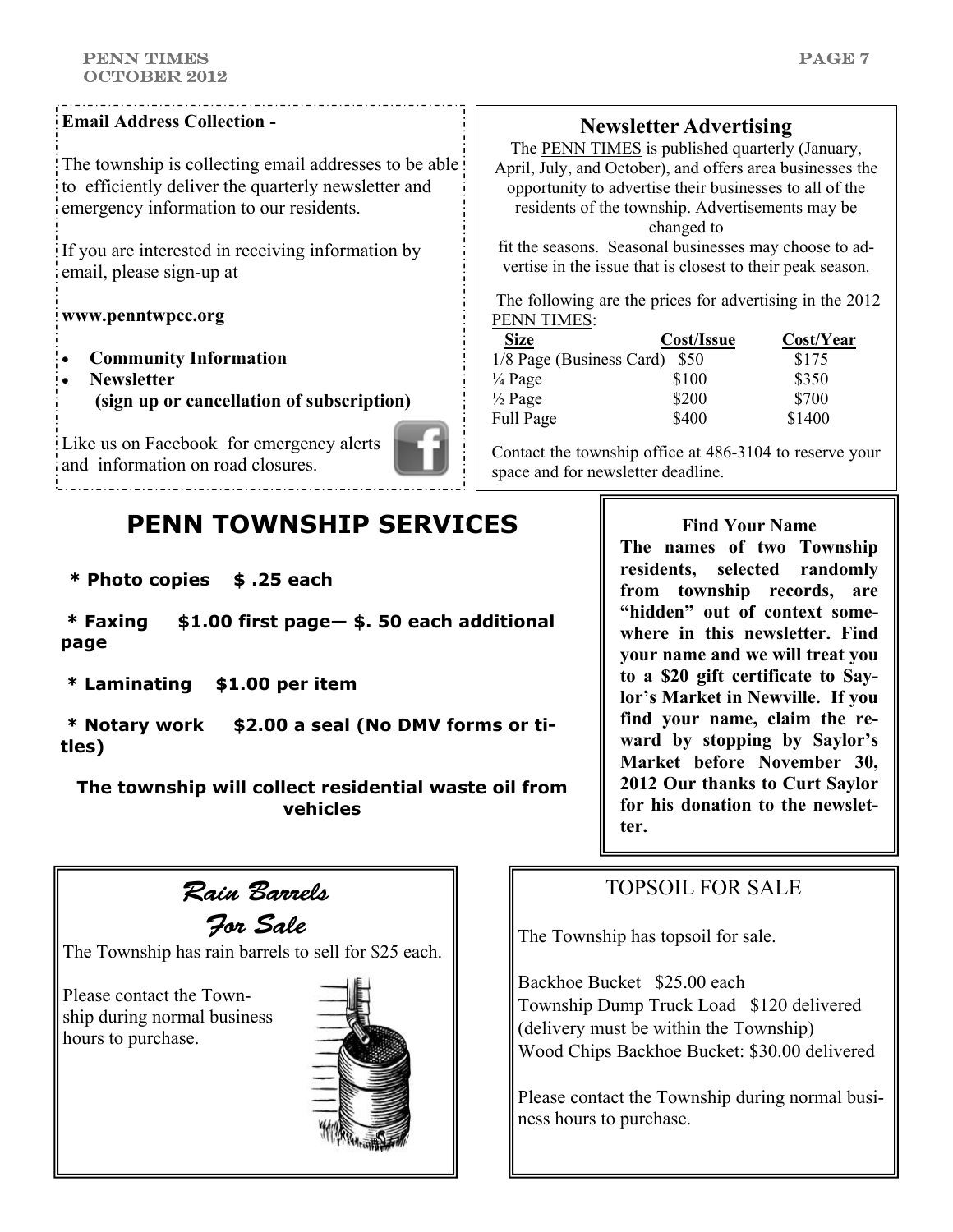**Email Address Collection -**

The township is collecting email addresses to be able to efficiently deliver the quarterly newsletter and emergency information to our residents.

If you are interested in receiving information by email, please sign-up at

**www.penntwpcc.org**

- **Community Information**
- **Newsletter**
  **(sign up or cancellation of subscription)**

Like us on Facebook for emergency alerts and information on road closures.

## Newsletter Advertising

The PENN TIMES is published quarterly (January, April, July, and October), and offers area businesses the opportunity to advertise their businesses to all of the residents of the township. Advertisements may be changed to fit the seasons. Seasonal businesses may choose to advertise in the issue that is closest to their peak season.

The following are the prices for advertising in the 2012 PENN TIMES:

| Size | Cost/Issue | Cost/Year |
|---|---|---|
| 1/8 Page (Business Card) | $50 | $175 |
| ¼ Page | $100 | $350 |
| ½ Page | $200 | $700 |
| Full Page | $400 | $1400 |

Contact the township office at 486-3104 to reserve your space and for newsletter deadline.

# PENN TOWNSHIP SERVICES

**\* Photo copies $ .25 each**

**\* Faxing $1.00 first page— $. 50 each additional page**

**\* Laminating $1.00 per item**

**\* Notary work $2.00 a seal (No DMV forms or titles)**

**The township will collect residential waste oil from vehicles**

**Find Your Name**

**The names of two Township residents, selected randomly from township records, are "hidden" out of context somewhere in this newsletter. Find your name and we will treat you to a $20 gift certificate to Saylor's Market in Newville. If you find your name, claim the reward by stopping by Saylor's Market before November 30, 2012 Our thanks to Curt Saylor for his donation to the newsletter.**

## *Rain Barrels For Sale*

The Township has rain barrels to sell for $25 each.

Please contact the Township during normal business hours to purchase.

## TOPSOIL FOR SALE

The Township has topsoil for sale.

Backhoe Bucket $25.00 each
Township Dump Truck Load $120 delivered
(delivery must be within the Township)
Wood Chips Backhoe Bucket: $30.00 delivered

Please contact the Township during normal business hours to purchase.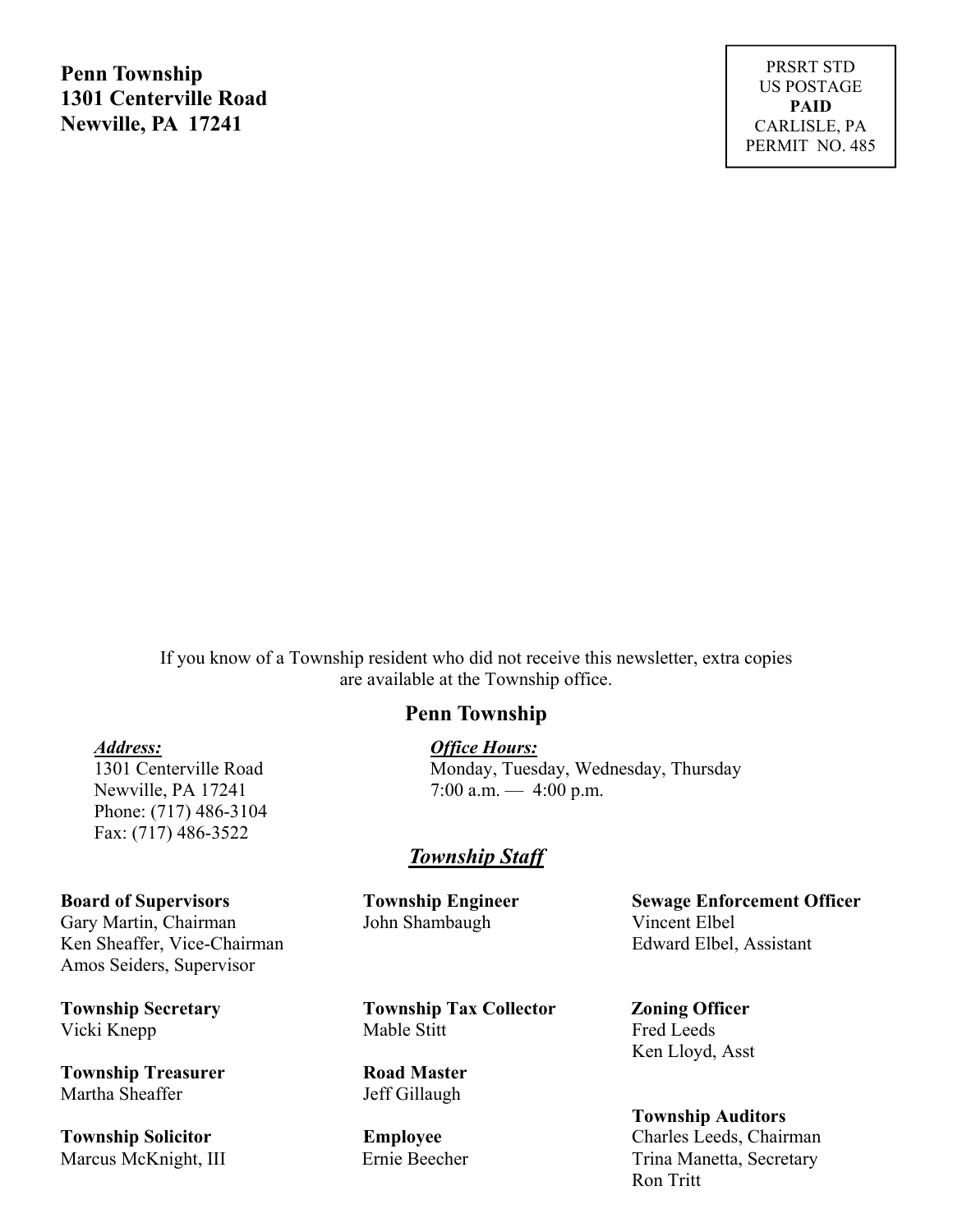**Penn Township**
**1301 Centerville Road**
**Newville, PA 17241**

PRSRT STD
US POSTAGE
**PAID**
CARLISLE, PA
PERMIT NO. 485

If you know of a Township resident who did not receive this newsletter, extra copies are available at the Township office.

## Penn Township

***Address:***
1301 Centerville Road
Newville, PA 17241
Phone: (717) 486-3104
Fax: (717) 486-3522

***Office Hours:***
Monday, Tuesday, Wednesday, Thursday
7:00 a.m. — 4:00 p.m.

### ***Township Staff***

**Board of Supervisors**
Gary Martin, Chairman
Ken Sheaffer, Vice-Chairman
Amos Seiders, Supervisor

**Township Secretary**
Vicki Knepp

**Township Treasurer**
Martha Sheaffer

**Township Solicitor**
Marcus McKnight, III

**Township Engineer**
John Shambaugh

**Township Tax Collector**
Mable Stitt

**Road Master**
Jeff Gillaugh

**Employee**
Ernie Beecher

**Sewage Enforcement Officer**
Vincent Elbel
Edward Elbel, Assistant

**Zoning Officer**
Fred Leeds
Ken Lloyd, Asst

**Township Auditors**
Charles Leeds, Chairman
Trina Manetta, Secretary
Ron Tritt